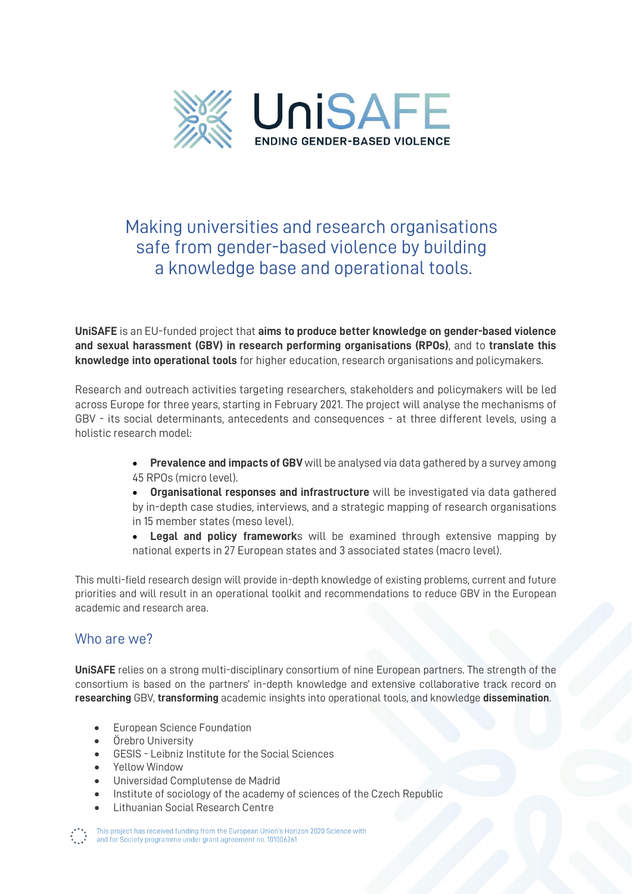# UniSAFE

ENDING GENDER-BASED VIOLENCE

## Making universities and research organisations safe from gender-based violence by building a knowledge base and operational tools.

**UniSAFE** is an EU-funded project that **aims to produce better knowledge on gender-based violence and sexual harassment (GBV) in research performing organisations (RPOs)**, and to **translate this knowledge into operational tools** for higher education, research organisations and policymakers.

Research and outreach activities targeting researchers, stakeholders and policymakers will be led across Europe for three years, starting in February 2021. The project will analyse the mechanisms of GBV - its social determinants, antecedents and consequences - at three different levels, using a holistic research model:

- **Prevalence and impacts of GBV** will be analysed via data gathered by a survey among 45 RPOs (micro level).
- **Organisational responses and infrastructure** will be investigated via data gathered by in-depth case studies, interviews, and a strategic mapping of research organisations in 15 member states (meso level).
- **Legal and policy frameworks** will be examined through extensive mapping by national experts in 27 European states and 3 associated states (macro level).

This multi-field research design will provide in-depth knowledge of existing problems, current and future priorities and will result in an operational toolkit and recommendations to reduce GBV in the European academic and research area.

## Who are we?

**UniSAFE** relies on a strong multi-disciplinary consortium of nine European partners. The strength of the consortium is based on the partners' in-depth knowledge and extensive collaborative track record on **researching** GBV, **transforming** academic insights into operational tools, and knowledge **dissemination**.

- European Science Foundation
- Örebro University
- GESIS - Leibniz Institute for the Social Sciences
- Yellow Window
- Universidad Complutense de Madrid
- Institute of sociology of the academy of sciences of the Czech Republic
- Lithuanian Social Research Centre

This project has received funding from the European Union's Horizon 2020 Science with and for Society programme under grant agreement no. 101006261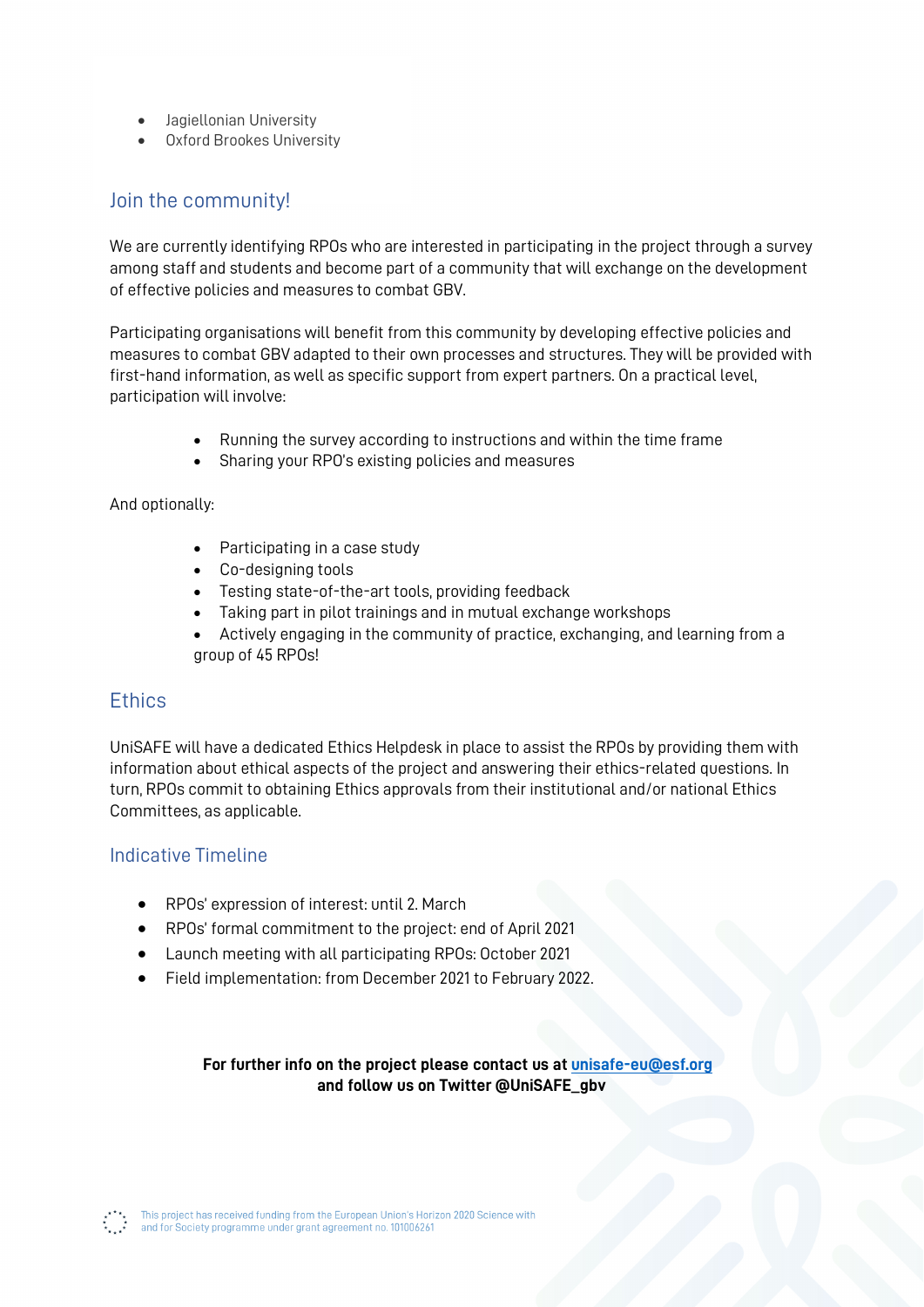- Jagiellonian University
- Oxford Brookes University

## Join the community!

We are currently identifying RPOs who are interested in participating in the project through a survey among staff and students and become part of a community that will exchange on the development of effective policies and measures to combat GBV.

Participating organisations will benefit from this community by developing effective policies and measures to combat GBV adapted to their own processes and structures. They will be provided with first-hand information, as well as specific support from expert partners. On a practical level, participation will involve:

- Running the survey according to instructions and within the time frame
- Sharing your RPO's existing policies and measures

And optionally:

- Participating in a case study
- Co-designing tools
- Testing state-of-the-art tools, providing feedback
- Taking part in pilot trainings and in mutual exchange workshops
- Actively engaging in the community of practice, exchanging, and learning from a group of 45 RPOs!

## Ethics

UniSAFE will have a dedicated Ethics Helpdesk in place to assist the RPOs by providing them with information about ethical aspects of the project and answering their ethics-related questions. In turn, RPOs commit to obtaining Ethics approvals from their institutional and/or national Ethics Committees, as applicable.

## Indicative Timeline

- RPOs' expression of interest: until 2. March
- RPOs' formal commitment to the project: end of April 2021
- Launch meeting with all participating RPOs: October 2021
- Field implementation: from December 2021 to February 2022.

**For further info on the project please contact us at unisafe-eu@esf.org**
**and follow us on Twitter @UniSAFE_gbv**

This project has received funding from the European Union's Horizon 2020 Science with and for Society programme under grant agreement no. 101006261